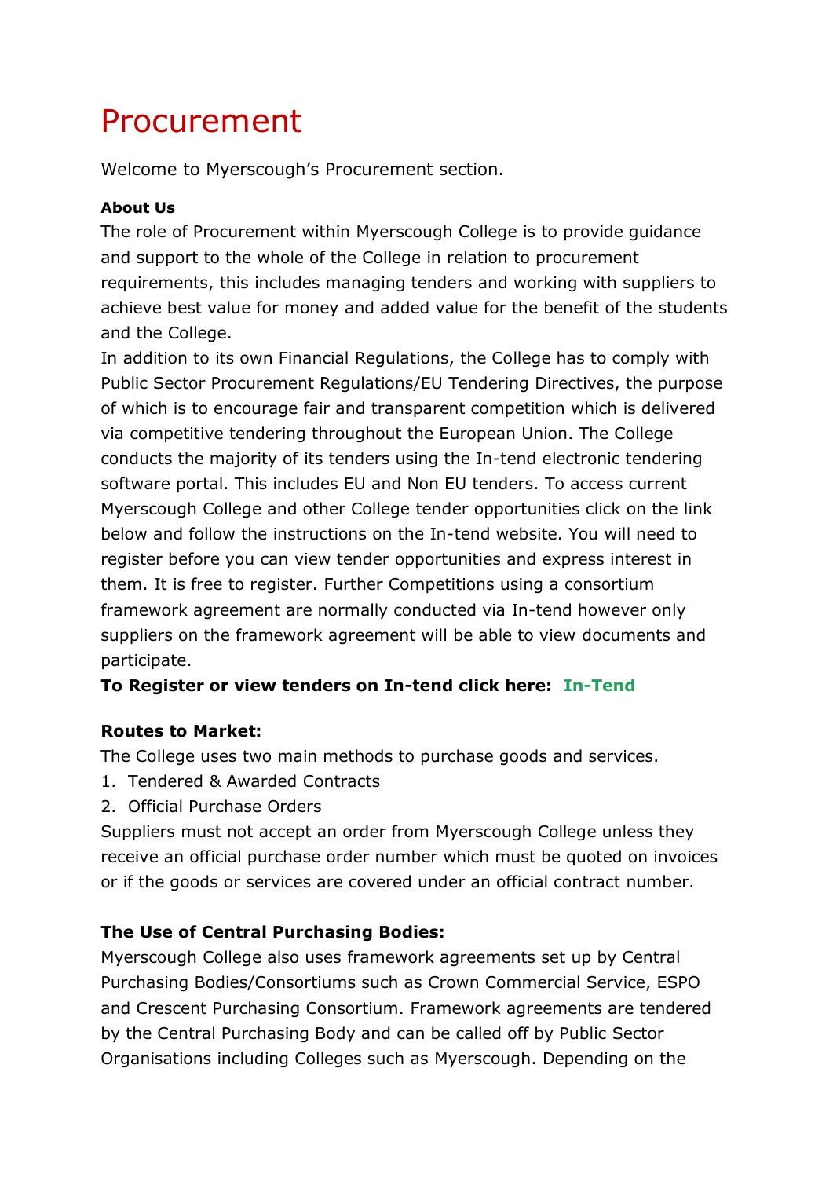# Procurement

Welcome to Myerscough's Procurement section.

**About Us**

The role of Procurement within Myerscough College is to provide guidance and support to the whole of the College in relation to procurement requirements, this includes managing tenders and working with suppliers to achieve best value for money and added value for the benefit of the students and the College.

In addition to its own Financial Regulations, the College has to comply with Public Sector Procurement Regulations/EU Tendering Directives, the purpose of which is to encourage fair and transparent competition which is delivered via competitive tendering throughout the European Union. The College conducts the majority of its tenders using the In-tend electronic tendering software portal. This includes EU and Non EU tenders. To access current Myerscough College and other College tender opportunities click on the link below and follow the instructions on the In-tend website. You will need to register before you can view tender opportunities and express interest in them. It is free to register. Further Competitions using a consortium framework agreement are normally conducted via In-tend however only suppliers on the framework agreement will be able to view documents and participate.

**To Register or view tenders on In-tend click here: In-Tend**

**Routes to Market:**

The College uses two main methods to purchase goods and services.

1. Tendered & Awarded Contracts
2. Official Purchase Orders

Suppliers must not accept an order from Myerscough College unless they receive an official purchase order number which must be quoted on invoices or if the goods or services are covered under an official contract number.

**The Use of Central Purchasing Bodies:**

Myerscough College also uses framework agreements set up by Central Purchasing Bodies/Consortiums such as Crown Commercial Service, ESPO and Crescent Purchasing Consortium. Framework agreements are tendered by the Central Purchasing Body and can be called off by Public Sector Organisations including Colleges such as Myerscough. Depending on the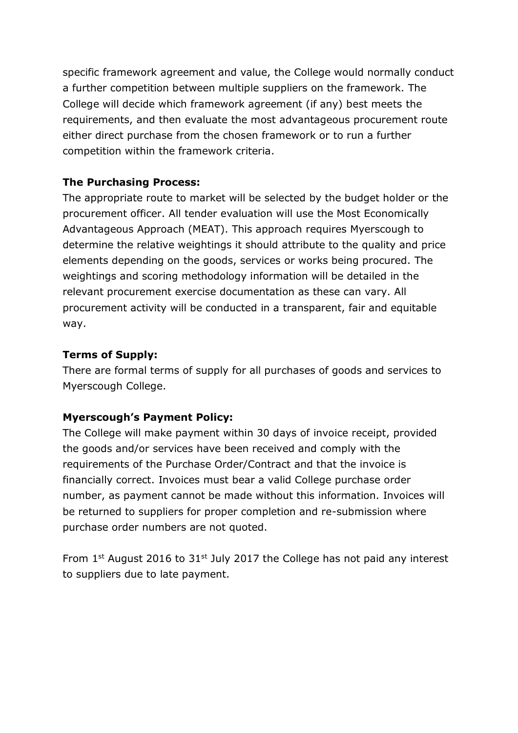specific framework agreement and value, the College would normally conduct a further competition between multiple suppliers on the framework. The College will decide which framework agreement (if any) best meets the requirements, and then evaluate the most advantageous procurement route either direct purchase from the chosen framework or to run a further competition within the framework criteria.

**The Purchasing Process:**

The appropriate route to market will be selected by the budget holder or the procurement officer. All tender evaluation will use the Most Economically Advantageous Approach (MEAT). This approach requires Myerscough to determine the relative weightings it should attribute to the quality and price elements depending on the goods, services or works being procured. The weightings and scoring methodology information will be detailed in the relevant procurement exercise documentation as these can vary. All procurement activity will be conducted in a transparent, fair and equitable way.

**Terms of Supply:**

There are formal terms of supply for all purchases of goods and services to Myerscough College.

**Myerscough's Payment Policy:**

The College will make payment within 30 days of invoice receipt, provided the goods and/or services have been received and comply with the requirements of the Purchase Order/Contract and that the invoice is financially correct. Invoices must bear a valid College purchase order number, as payment cannot be made without this information. Invoices will be returned to suppliers for proper completion and re-submission where purchase order numbers are not quoted.

From 1st August 2016 to 31st July 2017 the College has not paid any interest to suppliers due to late payment.